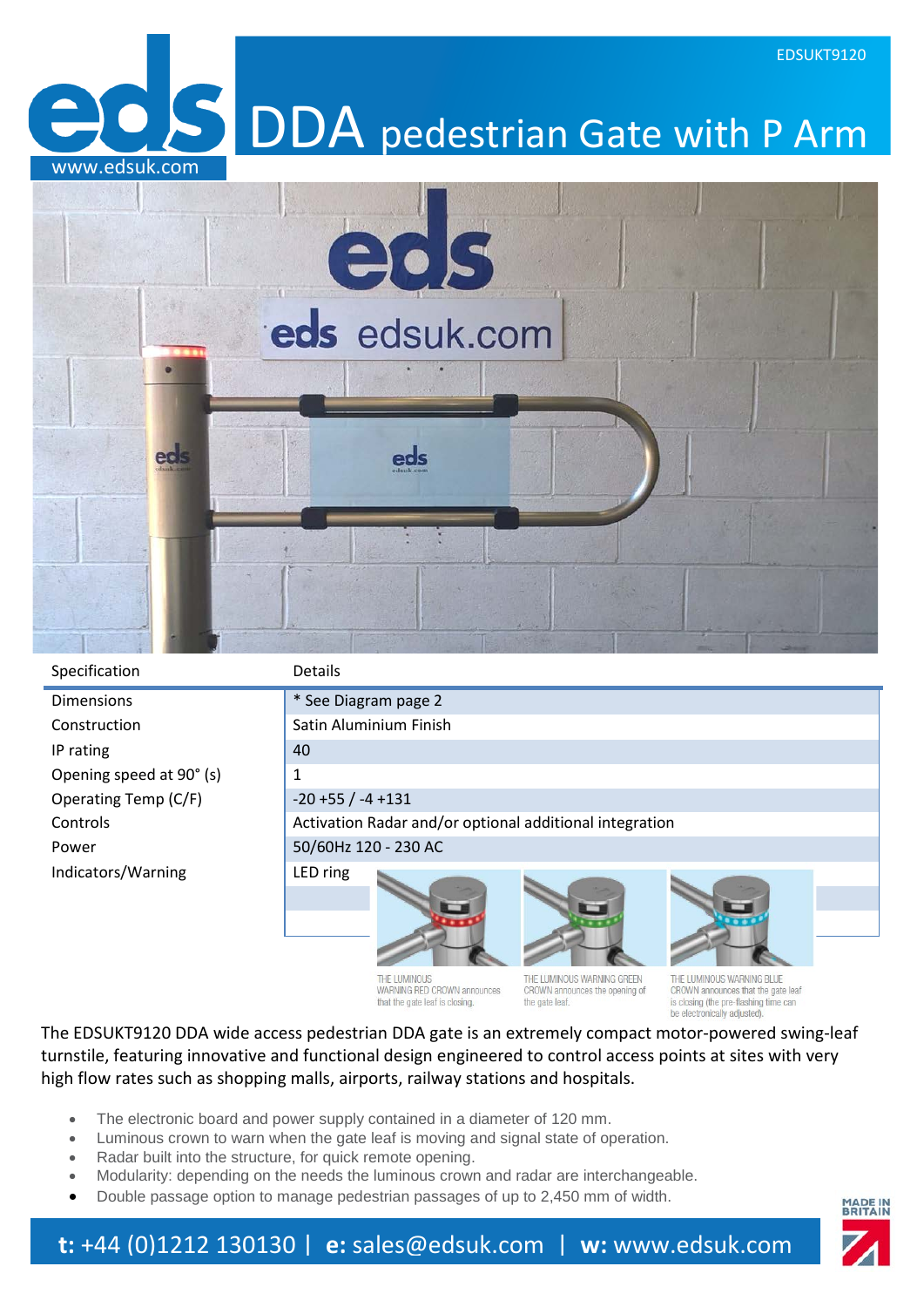EDSUKT9120

# DDA pedestrian Gate with P Arm

| Specification | Details |
|---|---|
| Dimensions | * See Diagram page 2 |
| Construction | Satin Aluminium Finish |
| IP rating | 40 |
| Opening speed at 90° (s) | 1 |
| Operating Temp (C/F) | -20 +55 / -4 +131 |
| Controls | Activation Radar and/or optional additional integration |
| Power | 50/60Hz 120 - 230 AC |
| Indicators/Warning | LED ring |

THE LUMINOUS WARNING RED CROWN announces that the gate leaf is closing.

THE LUMINOUS WARNING GREEN CROWN announces the opening of the gate leaf.

THE LUMINOUS WARNING BLUE CROWN announces that the gate leaf is closing (the pre-flashing time can be electronically adjusted).

The EDSUKT9120 DDA wide access pedestrian DDA gate is an extremely compact motor-powered swing-leaf turnstile, featuring innovative and functional design engineered to control access points at sites with very high flow rates such as shopping malls, airports, railway stations and hospitals.

- The electronic board and power supply contained in a diameter of 120 mm.
- Luminous crown to warn when the gate leaf is moving and signal state of operation.
- Radar built into the structure, for quick remote opening.
- Modularity: depending on the needs the luminous crown and radar are interchangeable.
- Double passage option to manage pedestrian passages of up to 2,450 mm of width.

**t:** +44 (0)1212 130130 | **e:** sales@edsuk.com | **w:** www.edsuk.com

MADE IN BRITAIN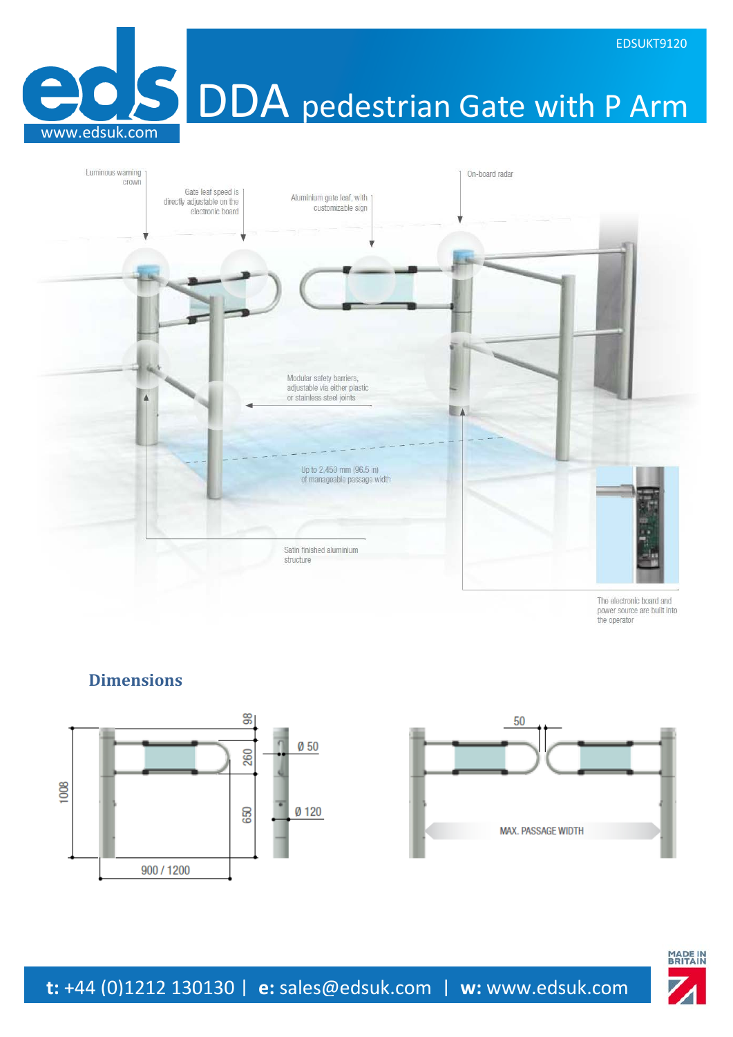EDSUKT9120

# DDA pedestrian Gate with P Arm

Luminous warning crown

Gate leaf speed is directly adjustable on the electronic board

Aluminium gate leaf, with customizable sign

On-board radar

Modular safety barriers, adjustable via either plastic or stainless steel joints

Up to 2,450 mm (96.5 in) of manageable passage width

Satin finished aluminium structure

The electronic board and power source are built into the operator

## Dimensions

98

260

650

1008

900 / 1200

Ø 50

Ø 120

50

MAX. PASSAGE WIDTH

**t:** +44 (0)1212 130130 | **e:** sales@edsuk.com | **w:** www.edsuk.com

MADE IN BRITAIN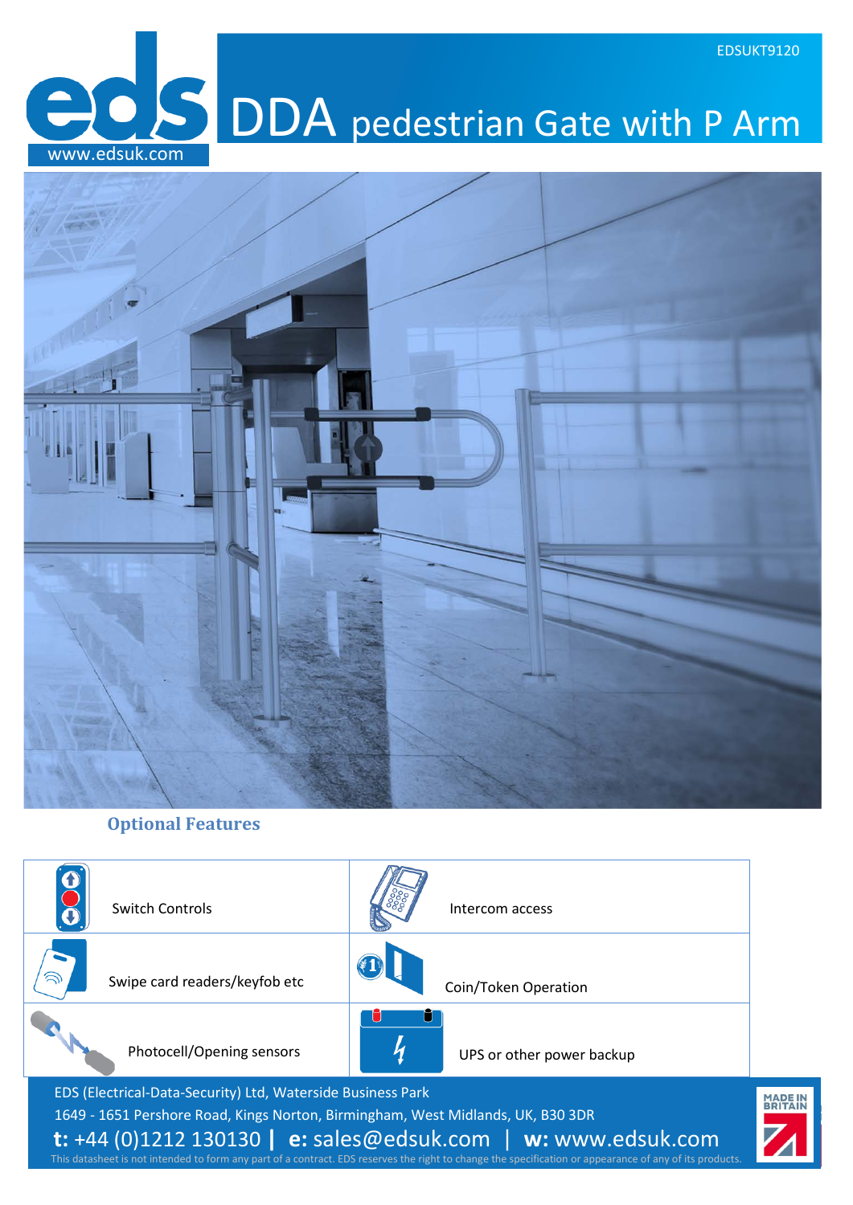# DDA pedestrian Gate with P Arm

EDSUKT9120

## Optional Features

| | |
|---|---|
| Switch Controls | Intercom access |
| Swipe card readers/keyfob etc | Coin/Token Operation |
| Photocell/Opening sensors | UPS or other power backup |

EDS (Electrical-Data-Security) Ltd, Waterside Business Park
1649 - 1651 Pershore Road, Kings Norton, Birmingham, West Midlands, UK, B30 3DR

**t:** +44 (0)1212 130130 | **e:** sales@edsuk.com | **w:** www.edsuk.com

This datasheet is not intended to form any part of a contract. EDS reserves the right to change the specification or appearance of any of its products.